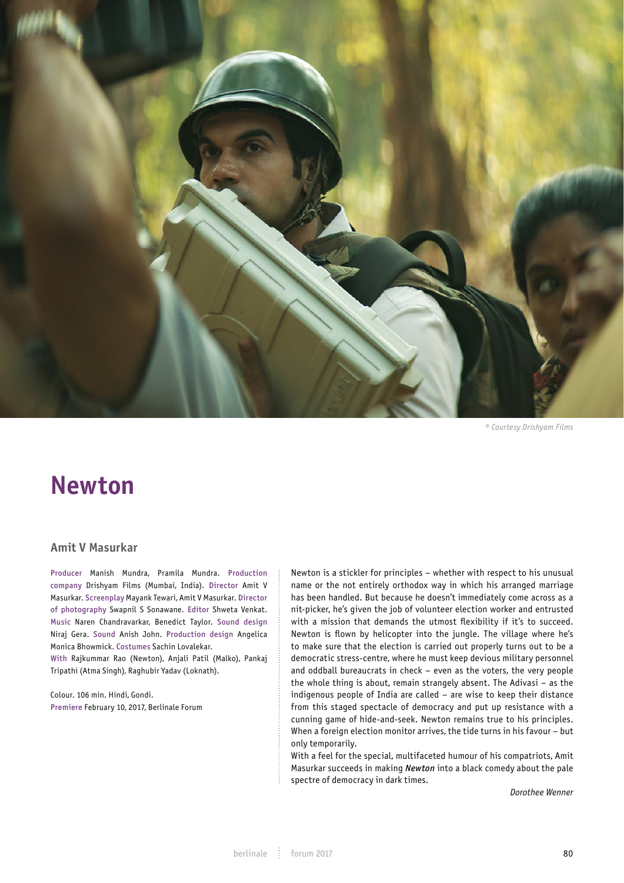© Courtesy Drishyam Films

# Newton

## Amit V Masurkar

Producer Manish Mundra, Pramila Mundra. Production company Drishyam Films (Mumbai, India). Director Amit V Masurkar. Screenplay Mayank Tewari, Amit V Masurkar. Director of photography Swapnil S Sonawane. Editor Shweta Venkat. Music Naren Chandravarkar, Benedict Taylor. Sound design Niraj Gera. Sound Anish John. Production design Angelica Monica Bhowmick. Costumes Sachin Lovalekar.
With Rajkummar Rao (Newton), Anjali Patil (Malko), Pankaj Tripathi (Atma Singh), Raghubir Yadav (Loknath).

Colour. 106 min. Hindi, Gondi.
Premiere February 10, 2017, Berlinale Forum

Newton is a stickler for principles – whether with respect to his unusual name or the not entirely orthodox way in which his arranged marriage has been handled. But because he doesn't immediately come across as a nit-picker, he's given the job of volunteer election worker and entrusted with a mission that demands the utmost flexibility if it's to succeed. Newton is flown by helicopter into the jungle. The village where he's to make sure that the election is carried out properly turns out to be a democratic stress-centre, where he must keep devious military personnel and oddball bureaucrats in check – even as the voters, the very people the whole thing is about, remain strangely absent. The Adivasi – as the indigenous people of India are called – are wise to keep their distance from this staged spectacle of democracy and put up resistance with a cunning game of hide-and-seek. Newton remains true to his principles. When a foreign election monitor arrives, the tide turns in his favour – but only temporarily.
With a feel for the special, multifaceted humour of his compatriots, Amit Masurkar succeeds in making *Newton* into a black comedy about the pale spectre of democracy in dark times.

*Dorothee Wenner*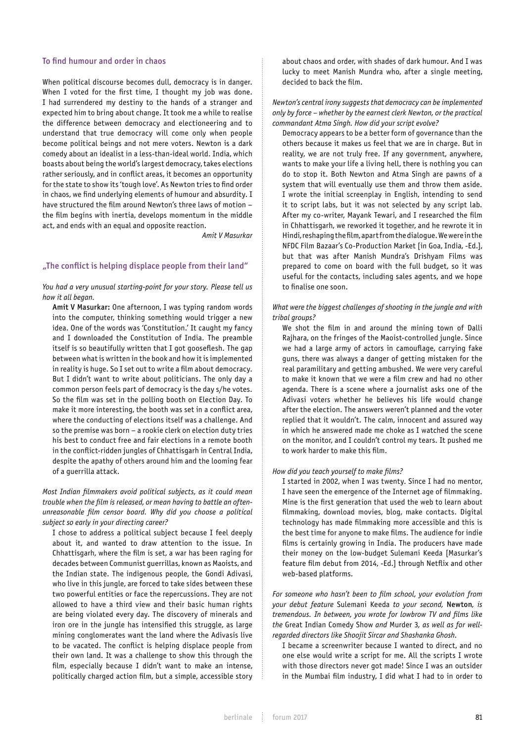## To find humour and order in chaos

When political discourse becomes dull, democracy is in danger. When I voted for the first time, I thought my job was done. I had surrendered my destiny to the hands of a stranger and expected him to bring about change. It took me a while to realise the difference between democracy and electioneering and to understand that true democracy will come only when people become political beings and not mere voters. Newton is a dark comedy about an idealist in a less-than-ideal world. India, which boasts about being the world's largest democracy, takes elections rather seriously, and in conflict areas, it becomes an opportunity for the state to show its 'tough love'. As Newton tries to find order in chaos, we find underlying elements of humour and absurdity. I have structured the film around Newton's three laws of motion – the film begins with inertia, develops momentum in the middle act, and ends with an equal and opposite reaction.

*Amit V Masurkar*

## „The conflict is helping displace people from their land"

*You had a very unusual starting-point for your story. Please tell us how it all began.*

**Amit V Masurkar:** One afternoon, I was typing random words into the computer, thinking something would trigger a new idea. One of the words was 'Constitution.' It caught my fancy and I downloaded the Constitution of India. The preamble itself is so beautifully written that I got gooseflesh. The gap between what is written in the book and how it is implemented in reality is huge. So I set out to write a film about democracy. But I didn't want to write about politicians. The only day a common person feels part of democracy is the day s/he votes. So the film was set in the polling booth on Election Day. To make it more interesting, the booth was set in a conflict area, where the conducting of elections itself was a challenge. And so the premise was born – a rookie clerk on election duty tries his best to conduct free and fair elections in a remote booth in the conflict-ridden jungles of Chhattisgarh in Central India, despite the apathy of others around him and the looming fear of a guerrilla attack.

*Most Indian filmmakers avoid political subjects, as it could mean trouble when the film is released, or mean having to battle an often-unreasonable film censor board. Why did you choose a political subject so early in your directing career?*

I chose to address a political subject because I feel deeply about it, and wanted to draw attention to the issue. In Chhattisgarh, where the film is set, a war has been raging for decades between Communist guerrillas, known as Maoists, and the Indian state. The indigenous people, the Gondi Adivasi, who live in this jungle, are forced to take sides between these two powerful entities or face the repercussions. They are not allowed to have a third view and their basic human rights are being violated every day. The discovery of minerals and iron ore in the jungle has intensified this struggle, as large mining conglomerates want the land where the Adivasis live to be vacated. The conflict is helping displace people from their own land. It was a challenge to show this through the film, especially because I didn't want to make an intense, politically charged action film, but a simple, accessible story about chaos and order, with shades of dark humour. And I was lucky to meet Manish Mundra who, after a single meeting, decided to back the film.

*Newton's central irony suggests that democracy can be implemented only by force – whether by the earnest clerk Newton, or the practical commandant Atma Singh. How did your script evolve?*

Democracy appears to be a better form of governance than the others because it makes us feel that we are in charge. But in reality, we are not truly free. If any government, anywhere, wants to make your life a living hell, there is nothing you can do to stop it. Both Newton and Atma Singh are pawns of a system that will eventually use them and throw them aside. I wrote the initial screenplay in English, intending to send it to script labs, but it was not selected by any script lab. After my co-writer, Mayank Tewari, and I researched the film in Chhattisgarh, we reworked it together, and he rewrote it in Hindi, reshaping the film, apart from the dialogue. We were in the NFDC Film Bazaar's Co-Production Market [in Goa, India, -Ed.], but that was after Manish Mundra's Drishyam Films was prepared to come on board with the full budget, so it was useful for the contacts, including sales agents, and we hope to finalise one soon.

*What were the biggest challenges of shooting in the jungle and with tribal groups?*

We shot the film in and around the mining town of Dalli Rajhara, on the fringes of the Maoist-controlled jungle. Since we had a large army of actors in camouflage, carrying fake guns, there was always a danger of getting mistaken for the real paramilitary and getting ambushed. We were very careful to make it known that we were a film crew and had no other agenda. There is a scene where a journalist asks one of the Adivasi voters whether he believes his life would change after the election. The answers weren't planned and the voter replied that it wouldn't. The calm, innocent and assured way in which he answered made me choke as I watched the scene on the monitor, and I couldn't control my tears. It pushed me to work harder to make this film.

*How did you teach yourself to make films?*

I started in 2002, when I was twenty. Since I had no mentor, I have seen the emergence of the Internet age of filmmaking. Mine is the first generation that used the web to learn about filmmaking, download movies, blog, make contacts. Digital technology has made filmmaking more accessible and this is the best time for anyone to make films. The audience for indie films is certainly growing in India. The producers have made their money on the low-budget Sulemani Keeda [Masurkar's feature film debut from 2014, -Ed.] through Netflix and other web-based platforms.

*For someone who hasn't been to film school, your evolution from your debut feature* Sulemani Keeda *to your second,* **Newton***, is tremendous. In between, you wrote for lowbrow TV and films like the* Great Indian Comedy Show *and* Murder 3*, as well as for well-regarded directors like Shoojit Sircar and Shashanka Ghosh.*

I became a screenwriter because I wanted to direct, and no one else would write a script for me. All the scripts I wrote with those directors never got made! Since I was an outsider in the Mumbai film industry, I did what I had to in order to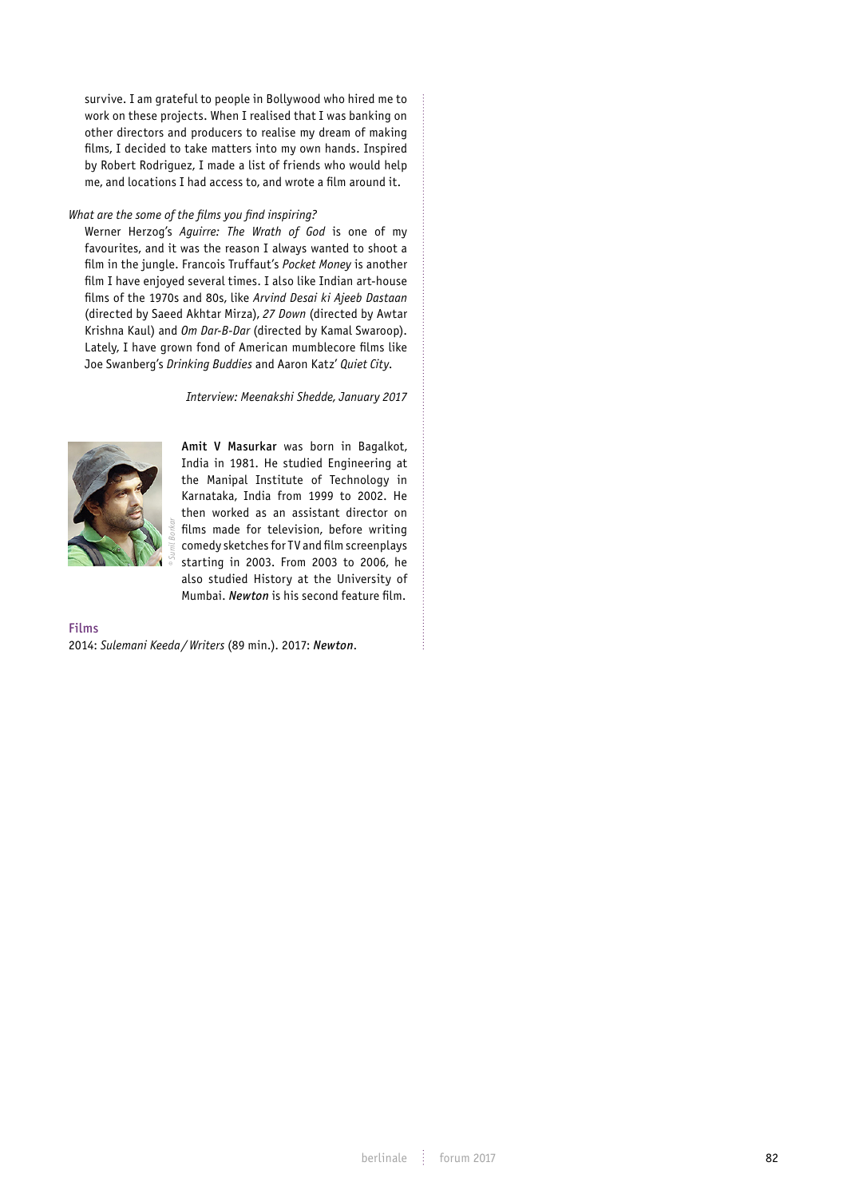survive. I am grateful to people in Bollywood who hired me to work on these projects. When I realised that I was banking on other directors and producers to realise my dream of making films, I decided to take matters into my own hands. Inspired by Robert Rodriguez, I made a list of friends who would help me, and locations I had access to, and wrote a film around it.

*What are the some of the films you find inspiring?*

Werner Herzog's *Aguirre: The Wrath of God* is one of my favourites, and it was the reason I always wanted to shoot a film in the jungle. Francois Truffaut's *Pocket Money* is another film I have enjoyed several times. I also like Indian art-house films of the 1970s and 80s, like *Arvind Desai ki Ajeeb Dastaan* (directed by Saeed Akhtar Mirza), *27 Down* (directed by Awtar Krishna Kaul) and *Om Dar-B-Dar* (directed by Kamal Swaroop). Lately, I have grown fond of American mumblecore films like Joe Swanberg's *Drinking Buddies* and Aaron Katz' *Quiet City*.

*Interview: Meenakshi Shedde, January 2017*

*© Sunil Boskar*

**Amit V Masurkar** was born in Bagalkot, India in 1981. He studied Engineering at the Manipal Institute of Technology in Karnataka, India from 1999 to 2002. He then worked as an assistant director on films made for television, before writing comedy sketches for TV and film screenplays starting in 2003. From 2003 to 2006, he also studied History at the University of Mumbai. ***Newton*** is his second feature film.

## Films

2014: *Sulemani Keeda / Writers* (89 min.). 2017: ***Newton***.